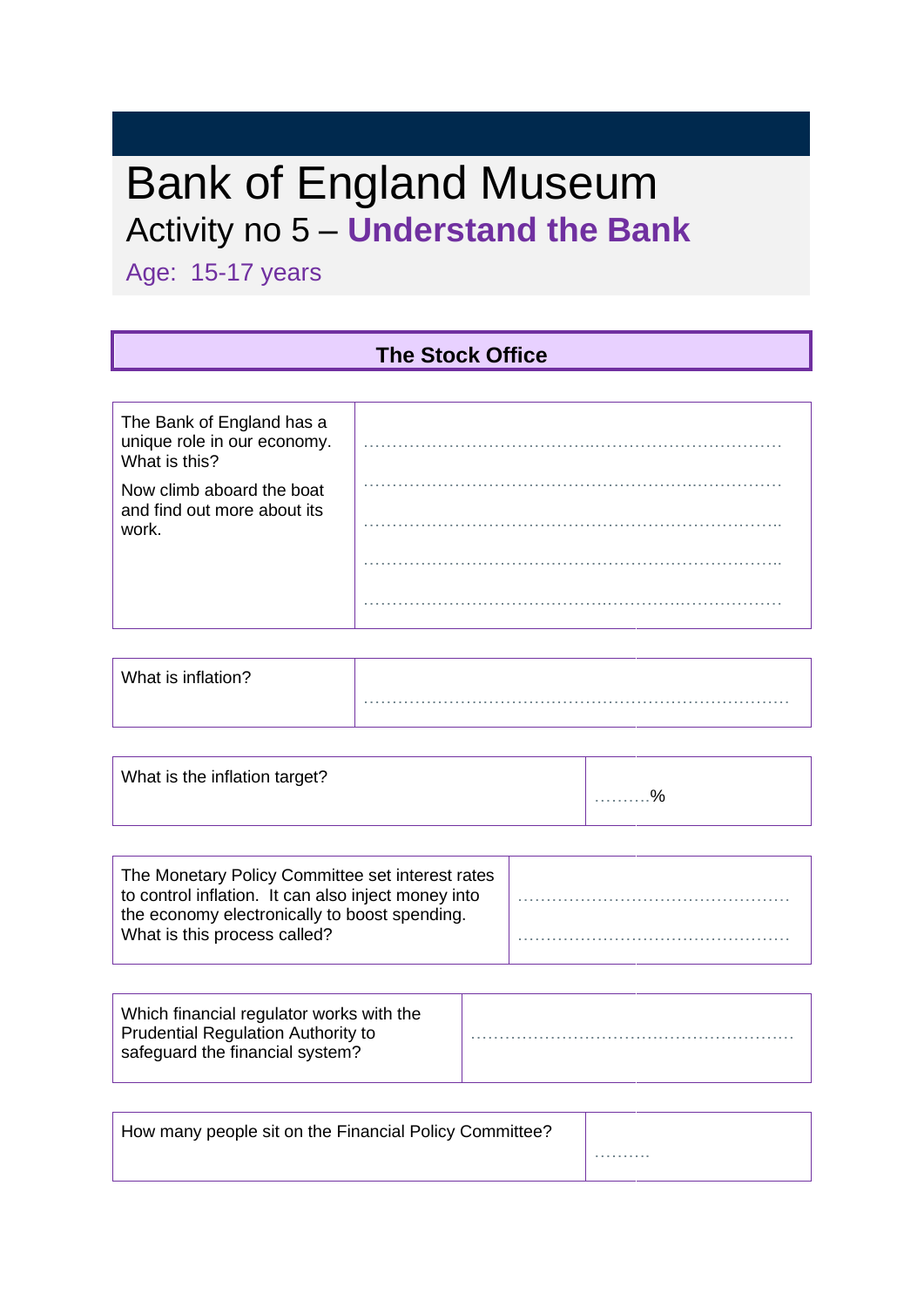# Bank of England Museum

## Activity no 5 – **Understand the Bank**

Age: 15-17 years

### The Stock Office

| | |
|---|---|
| The Bank of England has a unique role in our economy. What is this?<br><br>Now climb aboard the boat and find out more about its work. | …………………………………..……………………………<br>……………………………………………………..……………<br>…………………………………………………………………..<br>…………………………………………………………………..<br>……………………………………..…………..……………… |

| | |
|---|---|
| What is inflation? | …………………………………………………………………… |

| | |
|---|---|
| What is the inflation target? | ……….% |

| | |
|---|---|
| The Monetary Policy Committee set interest rates to control inflation. It can also inject money into the economy electronically to boost spending. What is this process called? | …………………………………………<br>………………………………………… |

| | |
|---|---|
| Which financial regulator works with the Prudential Regulation Authority to safeguard the financial system? | ………………………………………………… |

| | |
|---|---|
| How many people sit on the Financial Policy Committee? | ………. |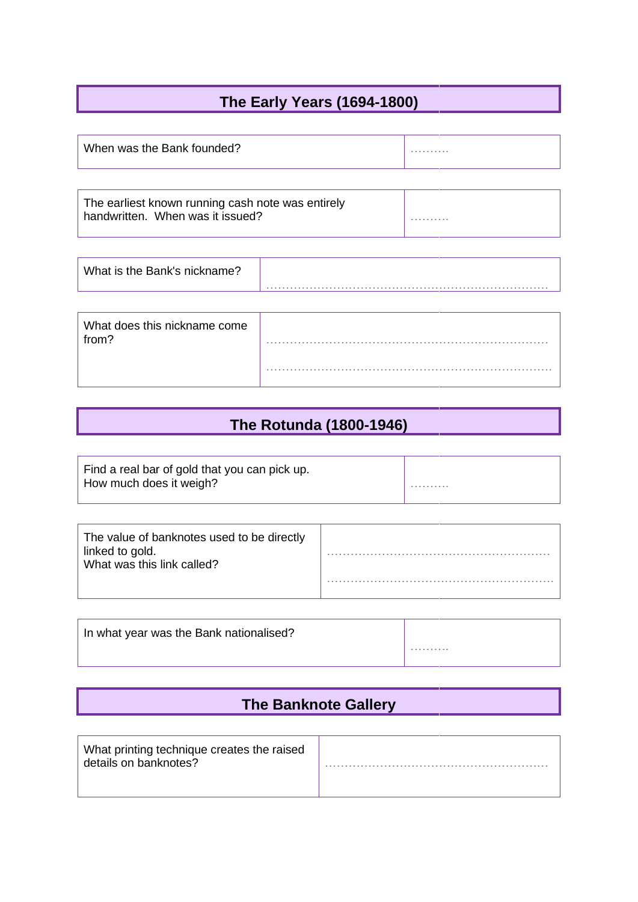## The Early Years (1694-1800)

| When was the Bank founded? | .......... |
|---|---|

| The earliest known running cash note was entirely handwritten. When was it issued? | .......... |
|---|---|

| What is the Bank's nickname? | ...................................................................... |
|---|---|

| What does this nickname come from? | ...................................................................... ...................................................................... |
|---|---|

## The Rotunda (1800-1946)

| Find a real bar of gold that you can pick up. How much does it weigh? | .......... |
|---|---|

| The value of banknotes used to be directly linked to gold. What was this link called? | ........................................................ ........................................................ |
|---|---|

| In what year was the Bank nationalised? | .......... |
|---|---|

## The Banknote Gallery

| What printing technique creates the raised details on banknotes? | ........................................................ |
|---|---|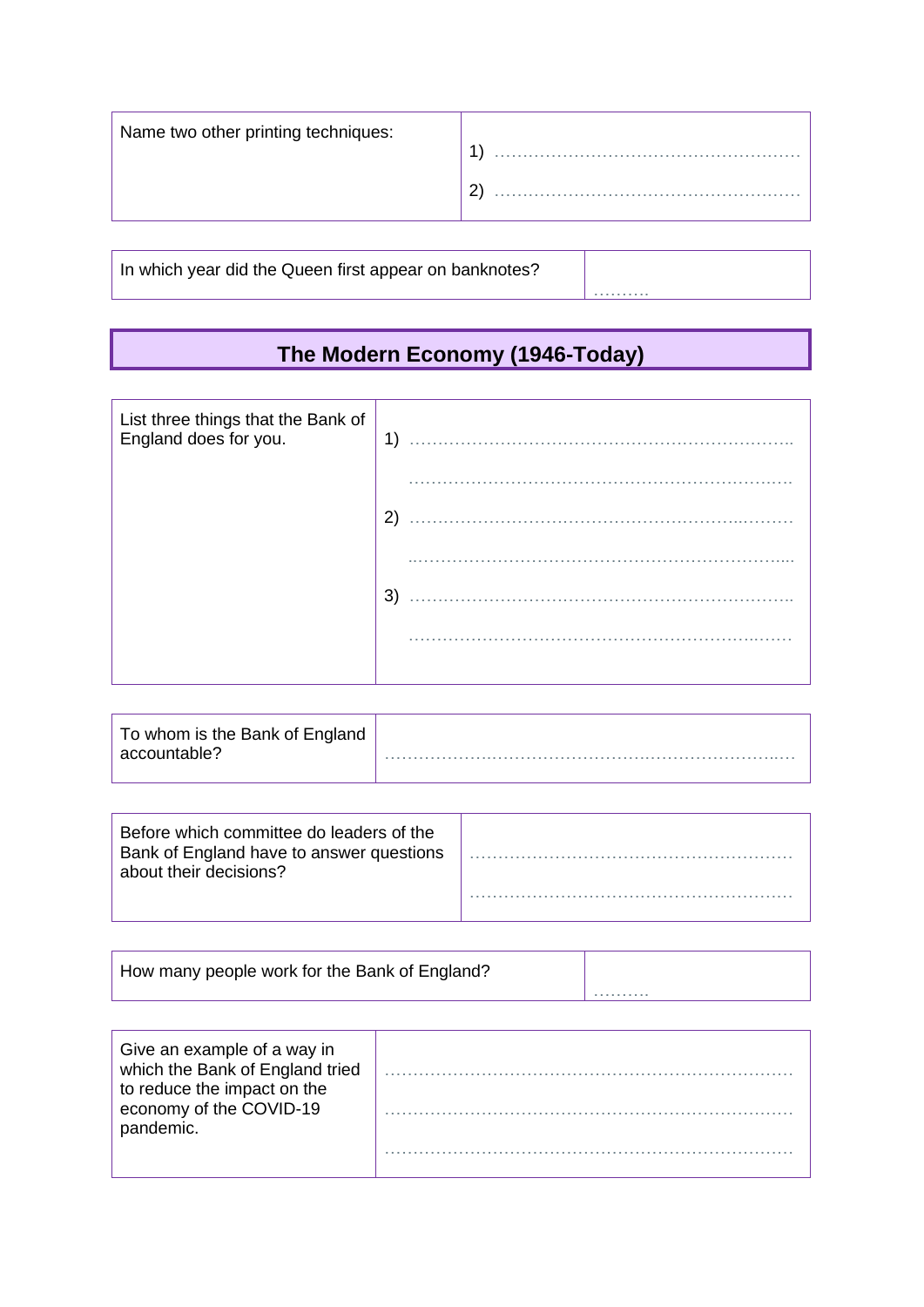| | |
|---|---|
| Name two other printing techniques: | 1) ……………………………………………… <br> 2) ……………………………………………… |

| | |
|---|---|
| In which year did the Queen first appear on banknotes? | ……… |

## The Modern Economy (1946-Today)

| | |
|---|---|
| List three things that the Bank of England does for you. | 1) ……………………………………………………………… <br> ……………………………………………………………… <br> 2) ……………………………………………………………… <br> ……………………………………………………………… <br> 3) ……………………………………………………………… <br> ……………………………………………………………… |

| | |
|---|---|
| To whom is the Bank of England accountable? | ……………………………………………………………… |

| | |
|---|---|
| Before which committee do leaders of the Bank of England have to answer questions about their decisions? | ……………………………………………… <br> ……………………………………………… |

| | |
|---|---|
| How many people work for the Bank of England? | ……… |

| | |
|---|---|
| Give an example of a way in which the Bank of England tried to reduce the impact on the economy of the COVID-19 pandemic. | ……………………………………………………………… <br> ……………………………………………………………… <br> ……………………………………………………………… |